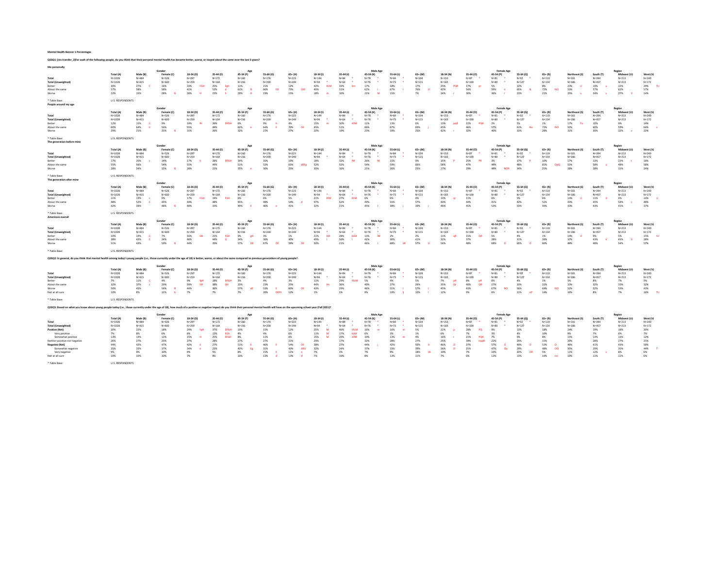**Mental Health Banner 1 Percentages**

**QS3Q1: [res transfer_2]For each of the following people, do you think that their personal mental health has become better, worse, or stayed about the same over the last 5 years?**

**Me personally**

| | | Gender | | Age | | | | | Male Age | | | | | Female Age | | | | | Region | | | |
|---|---|---|---|---|---|---|---|---|---|---|---|---|---|---|---|---|---|---|---|---|---|---|
| | Total (A) | Male (B) | Female (C) | 18-34 (D) | 35-44 (E) | 45-54 (F) | 55-64 (G) | 65+ (H) | 18-34 (I) | 35-44 (J) | 45-54 (K) | 55-64 (L) | 65+ (M) | 18-34 (N) | 35-44 (O) | 45-54 (P) | 55-64 (Q) | 65+ (R) | Northeast (S) | South (T) | Midwest (U) | West (V) |
| Total | N=1028 | N=484 | N=526 | N=297 | N=172 | N=160 | N=176 | N=223 | N=144 | N=84 * | N=78 * | N=84 * | N=104 | N=153 | N=87 * | N=81 * | N=92 * | N=119 | N=181 | N=394 | N=213 | N=240 |
| Total (Unweighted) | N=1028 | N=415 | N=600 | N=259 | N=164 | N=156 | N=200 | N=249 | N=94 * | N=64 * | N=76 * | N=73 * | N=115 | N=165 | N=100 | N=80 * | N=127 | N=134 | N=186 | N=457 | N=213 | N=172 |
| Better | 20% | 27% C | 14% | 33% FGH | 25% fgH | 11% | 15% | 12% | 42% KLM | 33% km | 17% | 18% | 17% | 25% PQR | 17% pr | 5% | 12% | 8% | 23% U | 19% u | 12% | 29% TU |
| About the same | 57% | 58% | 58% | 41% | 52% d | 61% D | 66% DE | 73% DEF | 40% | 51% | 62% i | 67% I | 76% IJ | 42% | 54% | 59% n | 65% N | 72% NO | 53% | 57% | 62% | 57% |
| Worse | 22% | 15% | 28% B | 26% H | 23% h | 29% H | 19% | 15% | 18% m | 16% | 21% M | 15% | 7% | 34% r | 30% | 36% r | 23% | 21% | 25% v | 24% v | 27% V | 14% |

* Table Base: U.S. RESPONDENTS

**People around my age**

| | | Gender | | Age | | | | | Male Age | | | | | Female Age | | | | | Region | | | |
|---|---|---|---|---|---|---|---|---|---|---|---|---|---|---|---|---|---|---|---|---|---|---|
| | Total (A) | Male (B) | Female (C) | 18-34 (D) | 35-44 (E) | 45-54 (F) | 55-64 (G) | 65+ (H) | 18-34 (I) | 35-44 (J) | 45-54 (K) | 55-64 (L) | 65+ (M) | 18-34 (N) | 35-44 (O) | 45-54 (P) | 55-64 (Q) | 65+ (R) | Northeast (S) | South (T) | Midwest (U) | West (V) |
| Total | N=1028 | N=484 | N=526 | N=297 | N=172 | N=160 | N=176 | N=223 | N=144 | N=84 * | N=78 * | N=84 * | N=104 | N=153 | N=87 * | N=81 * | N=92 * | N=119 | N=181 | N=394 | N=213 | N=240 |
| Total (Unweighted) | N=1028 | N=415 | N=600 | N=259 | N=164 | N=156 | N=200 | N=249 | N=94 * | N=64 * | N=76 * | N=73 * | N=115 | N=165 | N=100 | N=80 * | N=127 | N=134 | N=186 | N=457 | N=213 | N=172 |
| Better | 12% | 15% C | 9% | 14% fH | 26% DFGH | 6% | 9% h | 4% | 15% m | 30% iKLM | 11% | 13% | 6% | 13% pqR | 22% PQR | 2% | 5% | 1% | 17% Tu | 10% | 9% | 14% |
| About the same | 60% | 64% C | 56% | 55% | 49% | 62% e | 64% E | 70% DE | 65% | 51% | 66% | 67% | 69% j | 45% | 46% | 57% | 63% No | 71% NO | 52% | 60% | 59% | 64% s |
| Worse | 29% | 21% | 35% B | 31% | 26% | 32% | 27% | 27% | 20% | 19% | 23% | 19% | 25% | 42% r | 32% | 40% | 33% | 28% | 31% | 30% | 32% v | 22% |

* Table Base: U.S. RESPONDENTS

**The generation before mine**

| | | Gender | | Age | | | | | Male Age | | | | | Female Age | | | | | Region | | | |
|---|---|---|---|---|---|---|---|---|---|---|---|---|---|---|---|---|---|---|---|---|---|---|
| | Total (A) | Male (B) | Female (C) | 18-34 (D) | 35-44 (E) | 45-54 (F) | 55-64 (G) | 65+ (H) | 18-34 (I) | 35-44 (J) | 45-54 (K) | 55-64 (L) | 65+ (M) | 18-34 (N) | 35-44 (O) | 45-54 (P) | 55-64 (Q) | 65+ (R) | Northeast (S) | South (T) | Midwest (U) | West (V) |
| Total | N=1028 | N=484 | N=526 | N=297 | N=172 | N=160 | N=176 | N=223 | N=144 | N=84 * | N=78 * | N=84 * | N=104 | N=153 | N=87 * | N=81 * | N=92 * | N=119 | N=181 | N=394 | N=213 | N=240 |
| Total (Unweighted) | N=1028 | N=415 | N=600 | N=259 | N=164 | N=156 | N=200 | N=249 | N=94 * | N=64 * | N=76 * | N=73 * | N=115 | N=165 | N=100 | N=80 * | N=127 | N=134 | N=186 | N=457 | N=213 | N=172 |
| Better | 17% | 20% c | 14% | 17% h | 28% DFGH | 14% | 16% | 10% | 18% | 32% lM | 26% M | 15% | 9% | 15% P | 25% PR | 3% | 17% P | 10% | 17% | 13% | 21% t | 18% |
| About the same | 55% | 56% | 54% | 55% | 49% | 51% | 53% | 65% dEFg | 52% | 52% | 54% | 59% | 66% | 58% | 47% | 49% | 48% | 65% OpQ | 55% | 58% u | 48% | 58% |
| Worse | 28% | 24% | 32% B | 28% | 22% | 35% e | 30% | 25% | 30% | 16% | 21% | 26% | 25% | 27% | 29% | 49% NOR | 34% | 25% | 28% | 28% | 31% | 24% |

* Table Base: U.S. RESPONDENTS

**The generation after mine**

| | | Gender | | Age | | | | | Male Age | | | | | Female Age | | | | | Region | | | |
|---|---|---|---|---|---|---|---|---|---|---|---|---|---|---|---|---|---|---|---|---|---|---|
| | Total (A) | Male (B) | Female (C) | 18-34 (D) | 35-44 (E) | 45-54 (F) | 55-64 (G) | 65+ (H) | 18-34 (I) | 35-44 (J) | 45-54 (K) | 55-64 (L) | 65+ (M) | 18-34 (N) | 35-44 (O) | 45-54 (P) | 55-64 (Q) | 65+ (R) | Northeast (S) | South (T) | Midwest (U) | West (V) |
| Total | N=1028 | N=484 | N=526 | N=297 | N=172 | N=160 | N=176 | N=223 | N=144 | N=84 * | N=78 * | N=84 * | N=104 | N=153 | N=87 * | N=81 * | N=92 * | N=119 | N=181 | N=394 | N=213 | N=240 |
| Total (Unweighted) | N=1028 | N=415 | N=600 | N=259 | N=164 | N=156 | N=200 | N=249 | N=94 * | N=64 * | N=76 * | N=73 * | N=115 | N=165 | N=100 | N=80 * | N=127 | N=134 | N=186 | N=457 | N=213 | N=172 |
| Better | 11% | 13% c | 9% | 17% FGH | 19% FGH | 6% | 6% | 5% | 21% KM | 27% KLM | 6% | 6% | 4% | 13% qr | 11% | 6% | 5% | 6% | 14% U | 11% U | 4% | 14% U |
| About the same | 48% | 52% C | 44% | 44% | 48% | 45% | 48% | 54% d | 47% | 52% | 49% | 55% | 57% | 40% | 44% | 41% | 42% | 51% | 43% | 45% | 54% s | 48% |
| Worse | 42% | 34% | 48% B | 40% | 33% | 49% E | 46% e | 41% | 32% | 21% | 45% J | 38% j | 39% J | 46% | 45% | 53% | 53% | 44% | 43% | 43% | 41% | 37% |

* Table Base: U.S. RESPONDENTS

**Americans overall**

| | | Gender | | Age | | | | | Male Age | | | | | Female Age | | | | | Region | | | |
|---|---|---|---|---|---|---|---|---|---|---|---|---|---|---|---|---|---|---|---|---|---|---|
| | Total (A) | Male (B) | Female (C) | 18-34 (D) | 35-44 (E) | 45-54 (F) | 55-64 (G) | 65+ (H) | 18-34 (I) | 35-44 (J) | 45-54 (K) | 55-64 (L) | 65+ (M) | 18-34 (N) | 35-44 (O) | 45-54 (P) | 55-64 (Q) | 65+ (R) | Northeast (S) | South (T) | Midwest (U) | West (V) |
| Total | N=1028 | N=484 | N=526 | N=297 | N=172 | N=160 | N=176 | N=223 | N=144 | N=84 * | N=78 * | N=84 * | N=104 | N=153 | N=87 * | N=81 * | N=92 * | N=119 | N=181 | N=394 | N=213 | N=240 |
| Total (Unweighted) | N=1028 | N=415 | N=600 | N=259 | N=164 | N=156 | N=200 | N=249 | N=94 * | N=64 * | N=76 * | N=73 * | N=115 | N=165 | N=100 | N=80 * | N=127 | N=134 | N=186 | N=457 | N=213 | N=172 |
| Better | 10% | 14% C | 7% | 16% GH | 21% FGH | 9% gH | 3% | 1% | 21% LM | 28% kLM | 13% lM | 2% | 2% | 11% qR | 15% QR | 5% | 4% | 1% | 14% U | 9% | 5% | 15% tU |
| About the same | 38% | 43% C | 34% | 40% | 44% G | 34% | 30% | 40% | 49% l | 50% l | 41% | 30% | 41% | 32% | 37% | 28% | 31% | 39% | 37% | 43% V | 41% V | 28% |
| Worse | 51% | 43% | 59% B | 44% | 35% | 57% DE | 67% DE | 59% DE | 30% | 21% | 46% J | 68% IJK | 57% IJ | 56% | 48% | 68% O | 65% O | 60% | 49% | 48% | 54% | 57% |

* Table Base: U.S. RESPONDENTS

**QS3Q2: In general, do you think that mental health among today's young people (i.e., those currently under the age of 18) is better, worse, or about the same compared to previous generations of young people?**

| | | Gender | | Age | | | | | Male Age | | | | | Female Age | | | | | Region | | | |
|---|---|---|---|---|---|---|---|---|---|---|---|---|---|---|---|---|---|---|---|---|---|---|
| | Total (A) | Male (B) | Female (C) | 18-34 (D) | 35-44 (E) | 45-54 (F) | 55-64 (G) | 65+ (H) | 18-34 (I) | 35-44 (J) | 45-54 (K) | 55-64 (L) | 65+ (M) | 18-34 (N) | 35-44 (O) | 45-54 (P) | 55-64 (Q) | 65+ (R) | Northeast (S) | South (T) | Midwest (U) | West (V) |
| Total | N=1028 | N=484 | N=526 | N=297 | N=172 | N=160 | N=176 | N=223 | N=144 | N=84 * | N=78 * | N=84 * | N=104 | N=153 | N=87 * | N=81 * | N=92 * | N=119 | N=181 | N=394 | N=213 | N=240 |
| Total (Unweighted) | N=1028 | N=415 | N=600 | N=259 | N=164 | N=156 | N=200 | N=249 | N=94 * | N=64 * | N=76 * | N=73 * | N=115 | N=165 | N=100 | N=80 * | N=127 | N=134 | N=186 | N=457 | N=213 | N=172 |
| Better | 7% | 11% C | 4% | 9% fgH | 18% DFGH | 3% | 4% | 3% | 11% | 29% IKLM | 5% | 4% | 5% | 7% pR | 8% pR | 0% | 4% | 1% | 5% | 8% | 7% | 9% |
| About the same | 32% | 37% c | 29% | 39% GH | 38% GH | 33% | 23% | 25% | 44% lm | 36% | 40% | 27% | 29% | 35% Qr | 40% QR | 27% | 20% | 22% | 33% | 32% | 33% | 32% |
| Worse | 50% | 45% | 54% B | 44% | 36% | 57% dE | 53% E | 60% DE | 43% | 29% | 46% | 51% | 57% J | 45% | 43% | 67% NO | 56% | 64% NO | 52% | 52% | 53% | 43% |
| Not at all sure | 10% | 8% | 12% b | 7% | 7% | 7% | 20% DEFh | 12% | 1% | 5% | 8% | 19% Ij | 10% i | 12% | 9% | 6% | 21% oP | 14% | 10% | 8% | 7% | 16% TU |

* Table Base: U.S. RESPONDENTS

**QS3Q5: Based on what you know about young people today (i.e., those currently under the age of 18), how much of a positive or negative impact do you think their personal mental health will have on the upcoming school year (Fall 2021)?**

| | | Gender | | Age | | | | | Male Age | | | | | Female Age | | | | | Region | | | |
|---|---|---|---|---|---|---|---|---|---|---|---|---|---|---|---|---|---|---|---|---|---|---|
| | Total (A) | Male (B) | Female (C) | 18-34 (D) | 35-44 (E) | 45-54 (F) | 55-64 (G) | 65+ (H) | 18-34 (I) | 35-44 (J) | 45-54 (K) | 55-64 (L) | 65+ (M) | 18-34 (N) | 35-44 (O) | 45-54 (P) | 55-64 (Q) | 65+ (R) | Northeast (S) | South (T) | Midwest (U) | West (V) |
| Total | N=1028 | N=484 | N=526 | N=297 | N=172 | N=160 | N=176 | N=223 | N=144 | N=84 * | N=78 * | N=84 * | N=104 | N=153 | N=87 * | N=81 * | N=92 * | N=119 | N=181 | N=394 | N=213 | N=240 |
| Total (Unweighted) | N=1028 | N=415 | N=600 | N=259 | N=164 | N=156 | N=200 | N=249 | N=94 * | N=64 * | N=76 * | N=73 * | N=115 | N=165 | N=100 | N=80 * | N=127 | N=134 | N=186 | N=457 | N=213 | N=172 |
| **Positive (Net)** | 20% | 22% | 18% | 24% FgH | 37% DFGH | 13% | 15% | 12% | 25% M | 46% IKLM | 16% m | 16% m | 5% | 22% p | 28% PQ | 9% | 13% | 18% | 24% | 19% | 18% | 20% |
| Very positive | 7% | 8% | 6% | 8% | 12% FGh | 4% | 4% | 6% | 11% M | 17% kLM | 6% | 3% | 1% | 6% | 7% | 3% | 4% | 10% | 9% | 7% | 6% | 7% |
| Somewhat positive | 13% | 14% | 12% | 15% H | 25% dFGH | 8% | 11% | 6% | 15% M | 29% iKM | 10% | 13% m | 4% | 16% r | 21% PQR | 7% | 9% | 8% | 15% | 13% | 13% | 12% |
| Neither positive nor negative | 26% | 27% | 25% | 27% | 28% | 27% | 27% | 21% | 29% | 17% | 32% | 28% | 27% | 25% | 39% npqR | 22% | 25% | 15% | 20% | 28% | 27% | 25% |
| **Negative (Net)** | 44% | 42% | 47% | 42% E | 27% | 51% E | 46% E | 54% DE | 38% | 27% | 44% j | 42% | 56% IJ | 46% O | 27% | 57% O | 49% O | 53% O | 46% | 41% | 43% | 50% |
| Somewhat negative | 35% | 33% | 37% | 34% e | 22% | 42% Eg | 31% | 43% dEG | 32% | 24% | 37% | 33% | 39% | 36% O | 21% | 47% Oq | 29% | 48% OQ | 35% | 29% | 35% | 44% T |
| Very negative | 9% | 9% | 10% | 9% | 5% | 8% | 15% E | 11% e | 7% | 3% | 7% | 9% | 18% IJk | 10% | 7% | 10% | 20% OR | 5% | 11% | 12% v | 8% | 6% |
| Not at all sure | 10% | 10% | 10% | 7% | 8% | 10% | 13% d | 13% d | 7% | 10% | 8% | 13% | 11% | 7% | 6% | 12% | 13% | 14% no | 10% | 11% | 11% | 6% |

* Table Base: U.S. RESPONDENTS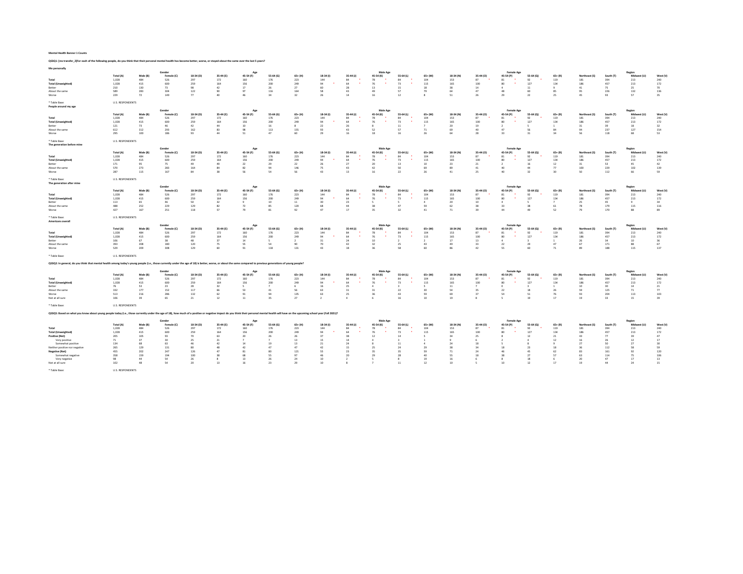**Mental Health Banner 1 Counts**

**QS3Q1: [res transfer_2]For each of the following people, do you think that their personal mental health has become better, worse, or stayed about the same over the last 5 years?**

**Me personally**

| | | Gender | | Age | | | | | Male Age | | | | | Female Age | | | | | Region | | | |
|---|---|---|---|---|---|---|---|---|---|---|---|---|---|---|---|---|---|---|---|---|---|---|
| | Total (A) | Male (B) | Female (C) | 18-34 (D) | 35-44 (E) | 45-54 (F) | 55-64 (G) | 65+ (H) | 18-34 (I) | 35-44 (J) | 45-54 (K) | 55-64 (L) | 65+ (M) | 18-34 (N) | 35-44 (O) | 45-54 (P) | 55-64 (Q) | 65+ (R) | Northeast (S) | South (T) | Midwest (U) | West (V) |
| Total | 1,028 | 484 | 526 | 297 | 172 | 160 | 176 | 223 | 144 * | 84 * | 78 * | 84 * | 104 | 153 | 87 * | 81 * | 92 * | 119 | 181 | 394 | 213 | 240 |
| Total (Unweighted) | 1,028 | 415 | 600 | 259 | 164 | 156 | 200 | 249 | 94 * | 64 * | 76 * | 73 * | 115 | 165 | 100 | 80 * | 127 | 134 | 186 | 457 | 213 | 172 |
| Better | 210 | 130 | 73 | 98 | 42 | 17 | 26 | 27 | 60 | 28 | 13 | 15 | 18 | 38 | 14 | 4 | 11 | 9 | 41 | 75 | 25 | 70 |
| About the same | 589 | 283 | 304 | 122 | 90 | 97 | 116 | 164 | 58 | 43 | 49 | 57 | 79 | 64 | 47 | 48 | 60 | 85 | 95 | 226 | 132 | 136 |
| Worse | 229 | 72 | 149 | 77 | 40 | 46 | 34 | 32 | 26 | 14 | 16 | 12 | 8 | 51 | 26 | 29 | 22 | 25 | 45 | 93 | 57 | 35 |

* Table Base: U.S. RESPONDENTS

**People around my age**

| | | Gender | | Age | | | | | Male Age | | | | | Female Age | | | | | Region | | | |
|---|---|---|---|---|---|---|---|---|---|---|---|---|---|---|---|---|---|---|---|---|---|---|
| | Total (A) | Male (B) | Female (C) | 18-34 (D) | 35-44 (E) | 45-54 (F) | 55-64 (G) | 65+ (H) | 18-34 (I) | 35-44 (J) | 45-54 (K) | 55-64 (L) | 65+ (M) | 18-34 (N) | 35-44 (O) | 45-54 (P) | 55-64 (Q) | 65+ (R) | Northeast (S) | South (T) | Midwest (U) | West (V) |
| Total | 1,028 | 484 | 526 | 297 | 172 | 160 | 176 | 223 | 144 * | 84 * | 78 * | 84 * | 104 | 153 | 87 * | 81 * | 92 * | 119 | 181 | 394 | 213 | 240 |
| Total (Unweighted) | 1,028 | 415 | 600 | 259 | 164 | 156 | 200 | 249 | 94 * | 64 * | 76 * | 73 * | 115 | 165 | 100 | 80 * | 127 | 134 | 186 | 457 | 213 | 172 |
| Better | 121 | 73 | 46 | 42 | 44 | 10 | 16 | 8 | 22 | 26 | 8 | 11 | 7 | 20 | 19 | 2 | 5 | 1 | 31 | 39 | 18 | 32 |
| About the same | 612 | 312 | 293 | 162 | 83 | 98 | 113 | 155 | 93 | 43 | 52 | 57 | 71 | 69 | 40 | 47 | 56 | 84 | 94 | 237 | 127 | 154 |
| Worse | 295 | 100 | 186 | 93 | 44 | 51 | 47 | 60 | 29 | 16 | 18 | 16 | 26 | 64 | 28 | 33 | 31 | 34 | 56 | 118 | 68 | 53 |

* Table Base: U.S. RESPONDENTS

**The generation before mine**

| | | Gender | | Age | | | | | Male Age | | | | | Female Age | | | | | Region | | | |
|---|---|---|---|---|---|---|---|---|---|---|---|---|---|---|---|---|---|---|---|---|---|---|
| | Total (A) | Male (B) | Female (C) | 18-34 (D) | 35-44 (E) | 45-54 (F) | 55-64 (G) | 65+ (H) | 18-34 (I) | 35-44 (J) | 45-54 (K) | 55-64 (L) | 65+ (M) | 18-34 (N) | 35-44 (O) | 45-54 (P) | 55-64 (Q) | 65+ (R) | Northeast (S) | South (T) | Midwest (U) | West (V) |
| Total | 1,028 | 484 | 526 | 297 | 172 | 160 | 176 | 223 | 144 * | 84 * | 78 * | 84 * | 104 | 153 | 87 * | 81 * | 92 * | 119 | 181 | 394 | 213 | 240 |
| Total (Unweighted) | 1,028 | 415 | 600 | 259 | 164 | 156 | 200 | 249 | 94 * | 64 * | 76 * | 73 * | 115 | 165 | 100 | 80 * | 127 | 134 | 186 | 457 | 213 | 172 |
| Better | 171 | 95 | 75 | 49 | 49 | 22 | 29 | 22 | 26 | 27 | 20 | 13 | 10 | 23 | 21 | 2 | 16 | 12 | 31 | 53 | 45 | 42 |
| About the same | 570 | 273 | 283 | 164 | 84 | 82 | 94 | 146 | 75 | 43 | 42 | 50 | 69 | 89 | 41 | 40 | 44 | 77 | 100 | 229 | 102 | 139 |
| Worse | 287 | 115 | 167 | 84 | 38 | 56 | 54 | 56 | 43 | 13 | 16 | 22 | 26 | 41 | 25 | 40 | 32 | 30 | 50 | 112 | 66 | 59 |

* Table Base: U.S. RESPONDENTS

**The generation after mine**

| | | Gender | | Age | | | | | Male Age | | | | | Female Age | | | | | Region | | | |
|---|---|---|---|---|---|---|---|---|---|---|---|---|---|---|---|---|---|---|---|---|---|---|
| | Total (A) | Male (B) | Female (C) | 18-34 (D) | 35-44 (E) | 45-54 (F) | 55-64 (G) | 65+ (H) | 18-34 (I) | 35-44 (J) | 45-54 (K) | 55-64 (L) | 65+ (M) | 18-34 (N) | 35-44 (O) | 45-54 (P) | 55-64 (Q) | 65+ (R) | Northeast (S) | South (T) | Midwest (U) | West (V) |
| Total | 1,028 | 484 | 526 | 297 | 172 | 160 | 176 | 223 | 144 * | 84 * | 78 * | 84 * | 104 | 153 | 87 * | 81 * | 92 * | 119 | 181 | 394 | 213 | 240 |
| Total (Unweighted) | 1,028 | 415 | 600 | 259 | 164 | 156 | 200 | 249 | 94 * | 64 * | 76 * | 73 * | 115 | 165 | 100 | 80 * | 127 | 134 | 186 | 457 | 213 | 172 |
| Better | 113 | 65 | 46 | 50 | 32 | 9 | 10 | 11 | 30 | 23 | 5 | 5 | 4 | 20 | 10 | 4 | 5 | 7 | 25 | 45 | 9 | 34 |
| About the same | 488 | 252 | 229 | 129 | 82 | 72 | 85 | 120 | 68 | 44 | 38 | 47 | 59 | 62 | 38 | 33 | 38 | 61 | 78 | 179 | 115 | 116 |
| Worse | 427 | 167 | 251 | 118 | 57 | 79 | 81 | 92 | 47 | 17 | 35 | 32 | 41 | 71 | 39 | 44 | 49 | 52 | 79 | 170 | 88 | 89 |

* Table Base: U.S. RESPONDENTS

**Americans overall**

| | | Gender | | Age | | | | | Male Age | | | | | Female Age | | | | | Region | | | |
|---|---|---|---|---|---|---|---|---|---|---|---|---|---|---|---|---|---|---|---|---|---|---|
| | Total (A) | Male (B) | Female (C) | 18-34 (D) | 35-44 (E) | 45-54 (F) | 55-64 (G) | 65+ (H) | 18-34 (I) | 35-44 (J) | 45-54 (K) | 55-64 (L) | 65+ (M) | 18-34 (N) | 35-44 (O) | 45-54 (P) | 55-64 (Q) | 65+ (R) | Northeast (S) | South (T) | Midwest (U) | West (V) |
| Total | 1,028 | 484 | 526 | 297 | 172 | 160 | 176 | 223 | 144 * | 84 * | 78 * | 84 * | 104 | 153 | 87 * | 81 * | 92 * | 119 | 181 | 394 | 213 | 240 |
| Total (Unweighted) | 1,028 | 415 | 600 | 259 | 164 | 156 | 200 | 249 | 94 * | 64 * | 76 * | 73 * | 115 | 165 | 100 | 80 * | 127 | 134 | 186 | 457 | 213 | 172 |
| Better | 106 | 67 | 38 | 48 | 37 | 14 | 5 | 2 | 31 | 24 | 10 | 2 | 2 | 17 | 13 | 4 | 3 | 1 | 26 | 34 | 10 | 36 |
| About the same | 393 | 208 | 180 | 120 | 75 | 55 | 54 | 90 | 70 | 42 | 32 | 25 | 43 | 49 | 33 | 22 | 29 | 47 | 67 | 171 | 88 | 67 |
| Worse | 529 | 209 | 308 | 129 | 60 | 91 | 118 | 131 | 43 | 18 | 36 | 58 | 60 | 86 | 42 | 55 | 60 | 71 | 89 | 188 | 115 | 137 |

* Table Base: U.S. RESPONDENTS

**QS3Q2: In general, do you think that mental health among today's young people (i.e., those currently under the age of 18) is better, worse, or about the same compared to previous generations of young people?**

| | | Gender | | Age | | | | | Male Age | | | | | Female Age | | | | | Region | | | |
|---|---|---|---|---|---|---|---|---|---|---|---|---|---|---|---|---|---|---|---|---|---|---|
| | Total (A) | Male (B) | Female (C) | 18-34 (D) | 35-44 (E) | 45-54 (F) | 55-64 (G) | 65+ (H) | 18-34 (I) | 35-44 (J) | 45-54 (K) | 55-64 (L) | 65+ (M) | 18-34 (N) | 35-44 (O) | 45-54 (P) | 55-64 (Q) | 65+ (R) | Northeast (S) | South (T) | Midwest (U) | West (V) |
| Total | 1,028 | 484 | 526 | 297 | 172 | 160 | 176 | 223 | 144 * | 84 * | 78 * | 84 * | 104 | 153 | 87 * | 81 * | 92 * | 119 | 181 | 394 | 213 | 240 |
| Total (Unweighted) | 1,028 | 415 | 600 | 259 | 164 | 156 | 200 | 249 | 94 * | 64 * | 76 * | 73 * | 115 | 165 | 100 | 80 * | 127 | 134 | 186 | 457 | 213 | 172 |
| Better | 76 | 53 | 23 | 28 | 32 | 5 | 7 | 6 | 16 | 25 | 4 | 3 | 5 | 11 | 7 | 0 | 3 | 1 | 10 | 30 | 14 | 21 |
| About the same | 332 | 177 | 152 | 117 | 66 | 53 | 41 | 56 | 63 | 31 | 31 | 22 | 30 | 54 | 35 | 22 | 18 | 26 | 59 | 125 | 71 | 77 |
| Worse | 513 | 216 | 286 | 132 | 62 | 91 | 94 | 135 | 63 | 25 | 36 | 43 | 59 | 69 | 37 | 54 | 51 | 76 | 93 | 204 | 113 | 103 |
| Not at all sure | 106 | 39 | 65 | 21 | 12 | 11 | 35 | 27 | 2 | 4 | 6 | 16 | 10 | 19 | 8 | 5 | 19 | 17 | 19 | 33 | 15 | 39 |

* Table Base: U.S. RESPONDENTS

**QS3Q5: Based on what you know about young people today (i.e., those currently under the age of 18), how much of a positive or negative impact do you think their personal mental health will have on the upcoming school year (Fall 2021)?**

| | | Gender | | Age | | | | | Male Age | | | | | Female Age | | | | | Region | | | |
|---|---|---|---|---|---|---|---|---|---|---|---|---|---|---|---|---|---|---|---|---|---|---|
| | Total (A) | Male (B) | Female (C) | 18-34 (D) | 35-44 (E) | 45-54 (F) | 55-64 (G) | 65+ (H) | 18-34 (I) | 35-44 (J) | 45-54 (K) | 55-64 (L) | 65+ (M) | 18-34 (N) | 35-44 (O) | 45-54 (P) | 55-64 (Q) | 65+ (R) | Northeast (S) | South (T) | Midwest (U) | West (V) |
| Total | 1,028 | 484 | 526 | 297 | 172 | 160 | 176 | 223 | 144 * | 84 * | 78 * | 84 * | 104 | 153 | 87 * | 81 * | 92 * | 119 | 181 | 394 | 213 | 240 |
| Total (Unweighted) | 1,028 | 415 | 600 | 259 | 164 | 156 | 200 | 249 | 94 * | 64 * | 76 * | 73 * | 115 | 165 | 100 | 80 * | 127 | 134 | 186 | 457 | 213 | 172 |
| **Positive (Net)** | 205 | 105 | 93 | 70 | 63 | 20 | 26 | 26 | 37 | 38 | 12 | 14 | 5 | 34 | 25 | 8 | 12 | 21 | 43 | 77 | 39 | 47 |
| Very positive | 71 | 37 | 30 | 25 | 21 | 7 | 7 | 13 | 15 | 14 | 4 | 3 | 1 | 9 | 6 | 2 | 4 | 12 | 16 | 26 | 12 | 17 |
| Somewhat positive | 134 | 68 | 63 | 46 | 42 | 14 | 19 | 13 | 21 | 24 | 8 | 11 | 4 | 24 | 18 | 5 | 8 | 9 | 27 | 50 | 27 | 30 |
| Neither positive nor negative | 265 | 129 | 131 | 80 | 48 | 42 | 47 | 47 | 42 | 15 | 25 | 24 | 29 | 38 | 34 | 18 | 23 | 18 | 36 | 112 | 58 | 59 |
| **Negative (Net)** | 455 | 202 | 247 | 126 | 47 | 81 | 80 | 121 | 55 | 23 | 35 | 35 | 59 | 71 | 24 | 46 | 45 | 62 | 83 | 161 | 92 | 120 |
| Somewhat negative | 358 | 159 | 194 | 100 | 38 | 68 | 55 | 97 | 46 | 20 | 29 | 28 | 40 | 55 | 18 | 38 | 27 | 57 | 63 | 114 | 75 | 106 |
| Very negative | 98 | 44 | 54 | 26 | 8 | 13 | 26 | 24 | 10 | 2 | 5 | 8 | 19 | 16 | 6 | 8 | 18 | 6 | 20 | 47 | 17 | 13 |
| Not at all sure | 102 | 48 | 54 | 20 | 13 | 16 | 23 | 29 | 10 | 8 | 7 | 11 | 12 | 10 | 5 | 10 | 12 | 17 | 19 | 44 | 24 | 15 |

* Table Base: U.S. RESPONDENTS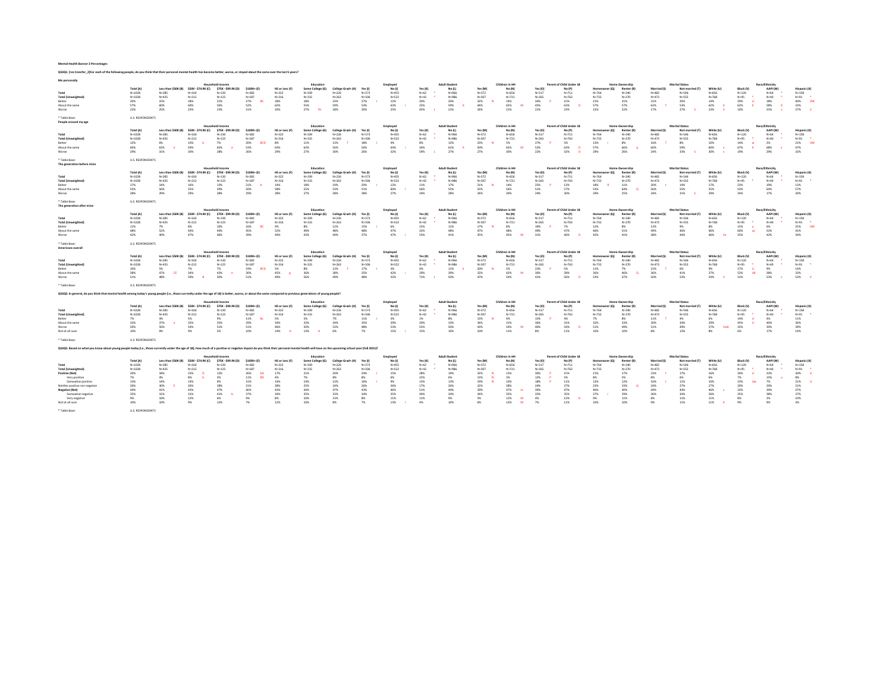**Mental Health Banner 2 Percentages**

**QS3Q1: [res transfer_2]For each of the following people, do you think that their personal mental health has become better, worse, or stayed about the same over the last 5 years?**

**Me personally**

| | Total (A) | Household Income: Less than $50K (B) | $50K - $74.9K (C) | $75K - $99.9K (D) | $100K+ (E) | Education: HS or Less (F) | Some College (G) | College Grad+ (H) | Employed: Yes (I) | No (J) | Adult Student: Yes (K) | No (L) | Children in HH: Yes (M) | No (N) | Parent of Child Under 18: Yes (O) | No (P) | Home Ownership: Homeowner (Q) | Renter (R) | Marital Status: Married (S) | Not married (T) | Race/Ethnicity: White (U) | Black (V) | AAPI (W) | Hispanic (X) |
|---|---|---|---|---|---|---|---|---|---|---|---|---|---|---|---|---|---|---|---|---|---|---|---|---|
| Total | N=1028 | N=285 | N=160 | N=130 | N=382 | N=322 | N=339 | N=226 | N=573 | N=455 | N=62 | N=966 | N=372 | N=656 | N=317 | N=711 | N=764 | N=240 | N=482 | N=546 | N=656 | N=120 | N=64 | N=158 |
| Total (Unweighted) | N=1028 | N=435 | N=212 | N=125 | N=187 | N=316 | N=335 | N=263 | N=506 | N=522 | N=42 * | N=986 | N=307 | N=721 | N=265 | N=763 | N=732 | N=270 | N=473 | N=555 | N=768 | N=95 * | N=40 * | N=91 * |
| Better | 20% | 15% | 18% | 21% | 27% BC | 18% | 18% | 23% | 27% J | 12% | 30% | 20% | 32% N | 14% | 34% P | 15% | 21% | 21% | 21% | 20% | 14% | 29% U | 18% | 40% UW |
| About the same | 57% | 60% | 60% | 56% | 52% | 62% | 55% | 59% | 53% | 63% I | 25% | 59% K | 44% | 65% M | 45% | 63% O | 57% | 57% | 62% T | 53% | 62% X | 62% X | 58% X | 33% |
| Worse | 22% | 25% | 23% | 23% | 21% | 20% | 27% FH | 18% | 20% | 25% | 45% L | 21% | 24% | 21% | 21% | 23% | 22% | 22% | 17% | 27% S | 23% V | 10% | 25% v | 27% V |

* Table Base: U.S. RESPONDENTS

**People around my age**

| | Total (A) | Household Income: Less than $50K (B) | $50K - $74.9K (C) | $75K - $99.9K (D) | $100K+ (E) | Education: HS or Less (F) | Some College (G) | College Grad+ (H) | Employed: Yes (I) | No (J) | Adult Student: Yes (K) | No (L) | Children in HH: Yes (M) | No (N) | Parent of Child Under 18: Yes (O) | No (P) | Home Ownership: Homeowner (Q) | Renter (R) | Marital Status: Married (S) | Not married (T) | Race/Ethnicity: White (U) | Black (V) | AAPI (W) | Hispanic (X) |
|---|---|---|---|---|---|---|---|---|---|---|---|---|---|---|---|---|---|---|---|---|---|---|---|---|
| Total | N=1028 | N=285 | N=160 | N=130 | N=382 | N=322 | N=339 | N=226 | N=573 | N=455 | N=62 | N=966 | N=372 | N=656 | N=317 | N=711 | N=764 | N=240 | N=482 | N=546 | N=656 | N=120 | N=64 | N=158 |
| Total (Unweighted) | N=1028 | N=435 | N=212 | N=125 | N=187 | N=316 | N=335 | N=263 | N=506 | N=522 | N=42 * | N=986 | N=307 | N=721 | N=265 | N=763 | N=732 | N=270 | N=473 | N=555 | N=768 | N=95 * | N=40 * | N=91 * |
| Better | 12% | 6% | 10% b | 7% | 20% BCD | 8% | 11% | 13% f | 18% J | 4% | 8% | 12% | 23% N | 5% | 27% P | 5% | 13% r | 8% | 16% T | 8% | 10% | 14% w | 2% | 21% UW |
| About the same | 60% | 63% e | 59% | 65% e | 53% | 63% | 62% | 56% | 56% | 64% i | 34% | 61% K | 50% | 65% M | 52% | 63% O | 57% | 66% q | 60% | 59% | 60% x | 67% X | 68% x | 47% |
| Worse | 29% | 31% | 30% | 28% | 26% | 29% | 27% | 30% | 26% | 32% | 59% L | 27% | 27% | 30% | 22% | 32% O | 29% | 26% | 24% | 33% S | 30% v | 19% | 29% | 32% |

* Table Base: U.S. RESPONDENTS

**The generation before mine**

| | Total (A) | Household Income: Less than $50K (B) | $50K - $74.9K (C) | $75K - $99.9K (D) | $100K+ (E) | Education: HS or Less (F) | Some College (G) | College Grad+ (H) | Employed: Yes (I) | No (J) | Adult Student: Yes (K) | No (L) | Children in HH: Yes (M) | No (N) | Parent of Child Under 18: Yes (O) | No (P) | Home Ownership: Homeowner (Q) | Renter (R) | Marital Status: Married (S) | Not married (T) | Race/Ethnicity: White (U) | Black (V) | AAPI (W) | Hispanic (X) |
|---|---|---|---|---|---|---|---|---|---|---|---|---|---|---|---|---|---|---|---|---|---|---|---|---|
| Total | N=1028 | N=285 | N=160 | N=130 | N=382 | N=322 | N=339 | N=226 | N=573 | N=455 | N=62 | N=966 | N=372 | N=656 | N=317 | N=711 | N=764 | N=240 | N=482 | N=546 | N=656 | N=120 | N=64 | N=158 |
| Total (Unweighted) | N=1028 | N=435 | N=212 | N=125 | N=187 | N=316 | N=335 | N=263 | N=506 | N=522 | N=42 * | N=986 | N=307 | N=721 | N=265 | N=763 | N=732 | N=270 | N=473 | N=555 | N=768 | N=95 * | N=40 * | N=91 * |
| Better | 17% | 14% | 16% | 13% | 21% b | 14% | 18% | 19% | 20% J | 12% | 11% | 17% | 21% N | 14% | 25% P | 13% | 18% R | 11% | 20% t | 14% | 17% | 23% | 19% | 13% |
| About the same | 55% | 56% | 55% | 59% | 50% | 58% | 55% | 53% | 51% | 60% I | 56% | 55% | 55% | 56% | 51% | 57% | 53% | 64% Q | 56% | 55% | 55% | 53% | 64% | 57% |
| Worse | 28% | 29% | 29% | 28% | 29% | 28% | 27% | 28% | 28% | 27% | 34% | 28% | 24% | 30% | 24% | 30% | 29% | 25% | 24% | 31% S | 29% | 24% | 17% | 30% |

* Table Base: U.S. RESPONDENTS

**The generation after mine**

| | Total (A) | Household Income: Less than $50K (B) | $50K - $74.9K (C) | $75K - $99.9K (D) | $100K+ (E) | Education: HS or Less (F) | Some College (G) | College Grad+ (H) | Employed: Yes (I) | No (J) | Adult Student: Yes (K) | No (L) | Children in HH: Yes (M) | No (N) | Parent of Child Under 18: Yes (O) | No (P) | Home Ownership: Homeowner (Q) | Renter (R) | Marital Status: Married (S) | Not married (T) | Race/Ethnicity: White (U) | Black (V) | AAPI (W) | Hispanic (X) |
|---|---|---|---|---|---|---|---|---|---|---|---|---|---|---|---|---|---|---|---|---|---|---|---|---|
| Total | N=1028 | N=285 | N=160 | N=130 | N=382 | N=322 | N=339 | N=226 | N=573 | N=455 | N=62 | N=966 | N=372 | N=656 | N=317 | N=711 | N=764 | N=240 | N=482 | N=546 | N=656 | N=120 | N=64 | N=158 |
| Total (Unweighted) | N=1028 | N=435 | N=212 | N=125 | N=187 | N=316 | N=335 | N=263 | N=506 | N=522 | N=42 * | N=986 | N=307 | N=721 | N=265 | N=763 | N=732 | N=270 | N=473 | N=555 | N=768 | N=95 * | N=40 * | N=91 * |
| Better | 11% | 7% | 8% | 10% | 16% BC | 9% | 8% | 12% | 15% J | 6% | 15% | 11% | 17% N | 8% | 19% P | 7% | 12% | 8% | 13% | 9% | 8% | 15% u | 6% | 25% UW |
| About the same | 48% | 52% | 44% | 44% | 45% | 52% | 49% | 48% | 48% | 47% | 32% | 48% | 47% | 48% | 49% | 47% | 46% | 51% | 49% | 46% | 46% | 60% ux | 52% | 41% |
| Worse | 42% | 40% | 47% | 46% | 39% | 40% | 43% | 40% | 37% | 47% I | 53% | 41% | 35% | 45% M | 31% | 46% O | 42% | 41% | 38% | 44% | 46% Vx | 25% | 42% | 34% |

* Table Base: U.S. RESPONDENTS

**Americans overall**

| | Total (A) | Household Income: Less than $50K (B) | $50K - $74.9K (C) | $75K - $99.9K (D) | $100K+ (E) | Education: HS or Less (F) | Some College (G) | College Grad+ (H) | Employed: Yes (I) | No (J) | Adult Student: Yes (K) | No (L) | Children in HH: Yes (M) | No (N) | Parent of Child Under 18: Yes (O) | No (P) | Home Ownership: Homeowner (Q) | Renter (R) | Marital Status: Married (S) | Not married (T) | Race/Ethnicity: White (U) | Black (V) | AAPI (W) | Hispanic (X) |
|---|---|---|---|---|---|---|---|---|---|---|---|---|---|---|---|---|---|---|---|---|---|---|---|---|
| Total | N=1028 | N=285 | N=160 | N=130 | N=382 | N=322 | N=339 | N=226 | N=573 | N=455 | N=62 | N=966 | N=372 | N=656 | N=317 | N=711 | N=764 | N=240 | N=482 | N=546 | N=656 | N=120 | N=64 | N=158 |
| Total (Unweighted) | N=1028 | N=435 | N=212 | N=125 | N=187 | N=316 | N=335 | N=263 | N=506 | N=522 | N=42 * | N=986 | N=307 | N=721 | N=265 | N=763 | N=732 | N=270 | N=473 | N=555 | N=768 | N=95 * | N=40 * | N=91 * |
| Better | 10% | 5% | 7% | 7% | 19% BCD | 5% | 8% | 13% F | 17% J | 3% | 0% | 11% k | 20% N | 5% | 23% P | 5% | 11% | 7% | 15% T | 6% | 9% | 17% U | 9% | 14% |
| About the same | 38% | 47% CE | 34% | 43% e | 30% | 45% g | 36% | 38% | 35% | 42% I | 29% | 39% | 32% | 42% M | 36% | 39% | 36% | 46% Q | 36% | 41% | 37% | 52% UX | 38% | 33% |
| Worse | 51% | 48% | 59% B | 50% | 51% | 49% | 56% | 49% | 48% | 55% | 71% L | 50% | 47% | 54% | 41% | 56% O | 53% | 47% | 50% | 53% | 54% V | 31% | 53% v | 53% V |

* Table Base: U.S. RESPONDENTS

**QS3Q2: In general, do you think that mental health among today's young people (i.e., those currently under the age of 18) is better, worse, or about the same compared to previous generations of young people?**

| | Total (A) | Household Income: Less than $50K (B) | $50K - $74.9K (C) | $75K - $99.9K (D) | $100K+ (E) | Education: HS or Less (F) | Some College (G) | College Grad+ (H) | Employed: Yes (I) | No (J) | Adult Student: Yes (K) | No (L) | Children in HH: Yes (M) | No (N) | Parent of Child Under 18: Yes (O) | No (P) | Home Ownership: Homeowner (Q) | Renter (R) | Marital Status: Married (S) | Not married (T) | Race/Ethnicity: White (U) | Black (V) | AAPI (W) | Hispanic (X) |
|---|---|---|---|---|---|---|---|---|---|---|---|---|---|---|---|---|---|---|---|---|---|---|---|---|
| Total | N=1028 | N=285 | N=160 | N=130 | N=382 | N=322 | N=339 | N=226 | N=573 | N=455 | N=62 | N=966 | N=372 | N=656 | N=317 | N=711 | N=764 | N=240 | N=482 | N=546 | N=656 | N=120 | N=64 | N=158 |
| Total (Unweighted) | N=1028 | N=435 | N=212 | N=125 | N=187 | N=316 | N=335 | N=263 | N=506 | N=522 | N=42 * | N=986 | N=307 | N=721 | N=265 | N=763 | N=732 | N=270 | N=473 | N=555 | N=768 | N=95 * | N=40 * | N=91 * |
| Better | 7% | 4% | 5% | 9% | 11% Bc | 5% | 5% | 7% | 11% J | 2% | 1% | 8% | 13% N | 4% | 15% P | 4% | 7% | 8% | 11% T | 4% | 6% | 14% U | 4% | 11% |
| About the same | 32% | 37% e | 32% | 35% | 29% | 34% | 32% | 34% | 31% | 29% | 29% | 33% | 34% | 31% | 36% | 31% | 32% | 33% | 30% | 34% | 29% | 45% U | 40% | 36% |
| Worse | 50% | 50% | 54% | 51% | 51% | 46% | 50% | 53% | 48% | 53% | 55% | 50% | 43% | 54% M | 40% | 54% O | 51% | 49% | 51% | 49% | 57% VwX | 35% | 39% | 39% |
| Not at all sure | 10% | 9% | 9% | 5% | 10% | 14% H | 13% H | 6% | 7% | 15% I | 15% | 10% | 10% | 11% | 8% | 11% | 10% | 10% | 8% | 12% | 8% | 6% | 17% | 14% |

* Table Base: U.S. RESPONDENTS

**QS3Q3: Based on what you know about young people today (i.e., those currently under the age of 18), how much of a positive or negative impact do you think their personal mental health will have on the upcoming school year (Fall 2021)?**

| | Total (A) | Household Income: Less than $50K (B) | $50K - $74.9K (C) | $75K - $99.9K (D) | $100K+ (E) | Education: HS or Less (F) | Some College (G) | College Grad+ (H) | Employed: Yes (I) | No (J) | Adult Student: Yes (K) | No (L) | Children in HH: Yes (M) | No (N) | Parent of Child Under 18: Yes (O) | No (P) | Home Ownership: Homeowner (Q) | Renter (R) | Marital Status: Married (S) | Not married (T) | Race/Ethnicity: White (U) | Black (V) | AAPI (W) | Hispanic (X) |
|---|---|---|---|---|---|---|---|---|---|---|---|---|---|---|---|---|---|---|---|---|---|---|---|---|
| Total | N=1028 | N=285 | N=160 | N=130 | N=382 | N=322 | N=339 | N=226 | N=573 | N=455 | N=62 | N=966 | N=372 | N=656 | N=317 | N=711 | N=764 | N=240 | N=482 | N=546 | N=656 | N=120 | N=64 | N=158 |
| Total (Unweighted) | N=1028 | N=435 | N=212 | N=125 | N=187 | N=316 | N=335 | N=263 | N=506 | N=522 | N=42 * | N=986 | N=307 | N=721 | N=265 | N=763 | N=732 | N=270 | N=473 | N=555 | N=768 | N=95 * | N=40 * | N=91 * |
| Positive (Net) | 20% | 18% | 23% D | 12% | 26% bD | 17% | 21% | 20% | 24% J | 15% | 28% | 19% | 32% N | 13% | 30% P | 15% | 21% | 17% | 23% t | 17% | 16% | 30% U | 23% | 30% U |
| Very positive | 7% | 4% | 8% b | 3% | 11% BD | 4% | 7% | 8% | 8% | 6% | 15% | 6% | 13% N | 3% | 12% P | 5% | 8% | 5% | 8% | 6% | 6% | 7% | 15% u | 8% |
| Somewhat positive | 13% | 14% | 14% | 9% | 15% | 14% | 14% | 13% | 16% j | 9% | 13% | 13% | 19% N | 10% | 18% P | 11% | 13% | 12% | 16% t | 11% | 10% | 23% Uw | 7% | 21% U |
| Neither positive nor negative | 26% | 30% E | 26% | 28% | 21% | 28% | 25% | 24% | 26% | 26% | 17% | 26% | 22% | 28% | 24% | 27% | 23% | 33% Q | 24% | 27% | 27% | 29% | 29% | 21% |
| Negative (Net) | 44% | 41% | 43% | 47% | 46% | 43% | 44% | 47% | 43% | 46% | 51% | 44% | 39% | 47% m | 39% | 47% | 46% | 40% | 44% | 44% | 46% x | 33% | 39% | 47% |
| Somewhat negative | 35% | 31% | 31% | 41% b | 37% | 34% | 35% | 33% | 34% | 35% | 40% | 34% | 34% | 35% | 35% | 35% | 37% r | 29% | 36% | 34% | 36% | 25% | 38% | 37% |
| Very negative | 9% | 10% | 12% | 6% | 9% | 8% | 10% | 13% | 8% | 11% | 11% | 9% | 5% | 12% M | 4% | 12% O | 9% | 11% | 8% | 11% | 11% | 8% | 2% | 10% |
| Not at all sure | 10% | 10% | 9% | 12% | 7% | 12% | 10% | 8% | 7% | 13% I | 4% | 10% | 6% | 12% M | 7% | 11% | 10% | 10% | 9% | 11% | 11% X | 9% | 9% | 3% |

* Table Base: U.S. RESPONDENTS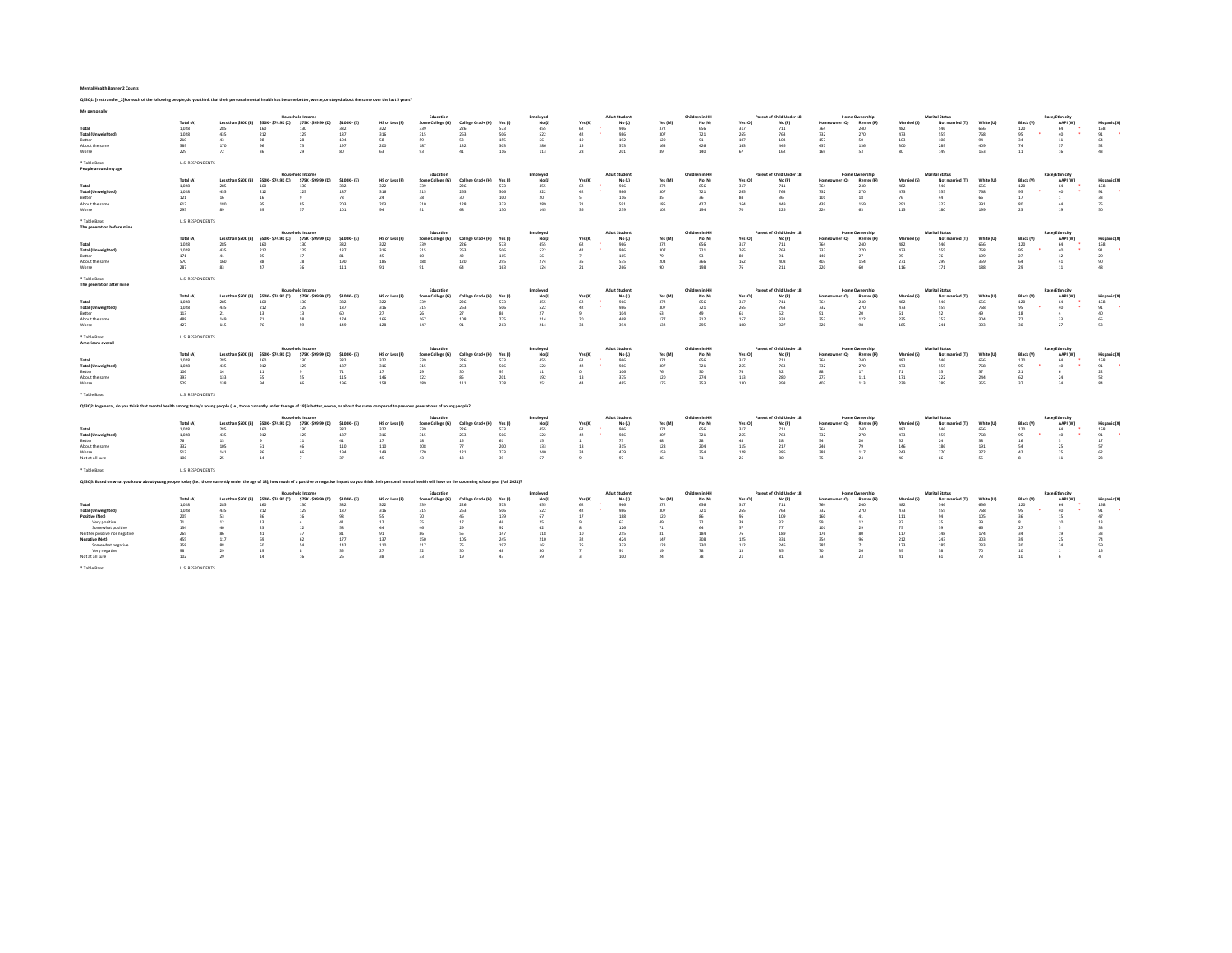**Mental Health Banner 2 Counts**

**QS3Q1: [res transfer_2]For each of the following people, do you think that their personal mental health has become better, worse, or stayed about the same over the last 5 years?**

**Me personally**

| | Total (A) | Household Income: Less than $50K (B) | $50K - $74.9K (C) | $75K - $99.9K (D) | $100K+ (E) | Education: HS or Less (F) | Some College (G) | College Grad+ (H) | Employed: Yes (I) | No (J) | Adult Student: Yes (K) | No (L) | Children in HH: Yes (M) | No (N) | Parent of Child Under 18: Yes (O) | No (P) | Home Ownership: Homeowner (Q) | Renter (R) | Marital Status: Married (S) | Not married (T) | Race/Ethnicity: White (U) | Black (V) | AAPI (W) | Hispanic (X) |
|---|---|---|---|---|---|---|---|---|---|---|---|---|---|---|---|---|---|---|---|---|---|---|---|---|
| Total | 1,028 | 285 | 160 | 130 | 382 | 322 | 339 | 226 | 573 | 455 | 62 * | 966 | 372 | 656 | 317 | 711 | 764 | 240 | 482 | 546 | 656 | 120 | 64 * | 158 |
| Total (Unweighted) | 1,028 | 435 | 212 | 125 | 187 | 316 | 315 | 263 | 506 | 522 | 42 * | 986 | 307 | 721 | 265 | 763 | 732 | 270 | 473 | 555 | 768 | 95 * | 40 * | 91 * |
| Better | 210 | 41 | 28 | 28 | 104 | 58 | 59 | 53 | 155 | 56 | 19 | 192 | 120 | 91 | 107 | 103 | 157 | 50 | 103 | 108 | 94 | 34 | 11 | 64 |
| About the same | 589 | 170 | 96 | 73 | 197 | 200 | 187 | 132 | 303 | 286 | 15 | 573 | 163 | 426 | 143 | 446 | 437 | 136 | 300 | 289 | 409 | 74 | 37 | 52 |
| Worse | 229 | 72 | 36 | 29 | 80 | 63 | 93 | 41 | 116 | 113 | 28 | 201 | 89 | 140 | 67 | 162 | 169 | 53 | 80 | 149 | 153 | 11 | 16 | 43 |

* Table Base: U.S. RESPONDENTS

**People around my age**

| | Total (A) | Household Income: Less than $50K (B) | $50K - $74.9K (C) | $75K - $99.9K (D) | $100K+ (E) | Education: HS or Less (F) | Some College (G) | College Grad+ (H) | Employed: Yes (I) | No (J) | Adult Student: Yes (K) | No (L) | Children in HH: Yes (M) | No (N) | Parent of Child Under 18: Yes (O) | No (P) | Home Ownership: Homeowner (Q) | Renter (R) | Marital Status: Married (S) | Not married (T) | Race/Ethnicity: White (U) | Black (V) | AAPI (W) | Hispanic (X) |
|---|---|---|---|---|---|---|---|---|---|---|---|---|---|---|---|---|---|---|---|---|---|---|---|---|
| Total | 1,028 | 285 | 160 | 130 | 382 | 322 | 339 | 226 | 573 | 455 | 62 * | 966 | 372 | 656 | 317 | 711 | 764 | 240 | 482 | 546 | 656 | 120 | 64 * | 158 |
| Total (Unweighted) | 1,028 | 435 | 212 | 125 | 187 | 316 | 315 | 263 | 506 | 522 | 42 * | 986 | 307 | 721 | 265 | 763 | 732 | 270 | 473 | 555 | 768 | 95 * | 40 * | 91 * |
| Better | 121 | 16 | 16 | 9 | 78 | 24 | 38 | 30 | 100 | 20 | 5 | 116 | 85 | 36 | 84 | 36 | 101 | 18 | 76 | 44 | 66 | 17 | 3 | 33 |
| About the same | 612 | 180 | 95 | 85 | 203 | 203 | 210 | 128 | 323 | 289 | 21 | 591 | 185 | 427 | 164 | 449 | 439 | 159 | 291 | 322 | 391 | 80 | 44 | 75 |
| Worse | 295 | 89 | 49 | 37 | 101 | 94 | 91 | 68 | 150 | 145 | 36 | 259 | 102 | 194 | 70 | 226 | 224 | 63 | 115 | 180 | 199 | 23 | 19 | 50 |

* Table Base: U.S. RESPONDENTS

**The generation before mine**

| | Total (A) | Household Income: Less than $50K (B) | $50K - $74.9K (C) | $75K - $99.9K (D) | $100K+ (E) | Education: HS or Less (F) | Some College (G) | College Grad+ (H) | Employed: Yes (I) | No (J) | Adult Student: Yes (K) | No (L) | Children in HH: Yes (M) | No (N) | Parent of Child Under 18: Yes (O) | No (P) | Home Ownership: Homeowner (Q) | Renter (R) | Marital Status: Married (S) | Not married (T) | Race/Ethnicity: White (U) | Black (V) | AAPI (W) | Hispanic (X) |
|---|---|---|---|---|---|---|---|---|---|---|---|---|---|---|---|---|---|---|---|---|---|---|---|---|
| Total | 1,028 | 285 | 160 | 130 | 382 | 322 | 339 | 226 | 573 | 455 | 62 * | 966 | 372 | 656 | 317 | 711 | 764 | 240 | 482 | 546 | 656 | 120 | 64 * | 158 |
| Total (Unweighted) | 1,028 | 435 | 212 | 125 | 187 | 316 | 315 | 263 | 506 | 522 | 42 * | 986 | 307 | 721 | 265 | 763 | 732 | 270 | 473 | 555 | 768 | 95 * | 40 * | 91 * |
| Better | 171 | 41 | 25 | 17 | 81 | 45 | 60 | 42 | 115 | 56 | 7 | 165 | 79 | 93 | 80 | 91 | 140 | 27 | 95 | 76 | 109 | 27 | 12 | 20 |
| About the same | 570 | 160 | 88 | 78 | 190 | 185 | 188 | 120 | 295 | 274 | 35 | 535 | 204 | 366 | 162 | 408 | 403 | 154 | 271 | 299 | 359 | 64 | 41 | 90 |
| Worse | 287 | 83 | 47 | 36 | 111 | 91 | 91 | 64 | 163 | 124 | 21 | 266 | 90 | 198 | 76 | 211 | 220 | 60 | 116 | 171 | 188 | 29 | 11 | 48 |

* Table Base: U.S. RESPONDENTS

**The generation after mine**

| | Total (A) | Household Income: Less than $50K (B) | $50K - $74.9K (C) | $75K - $99.9K (D) | $100K+ (E) | Education: HS or Less (F) | Some College (G) | College Grad+ (H) | Employed: Yes (I) | No (J) | Adult Student: Yes (K) | No (L) | Children in HH: Yes (M) | No (N) | Parent of Child Under 18: Yes (O) | No (P) | Home Ownership: Homeowner (Q) | Renter (R) | Marital Status: Married (S) | Not married (T) | Race/Ethnicity: White (U) | Black (V) | AAPI (W) | Hispanic (X) |
|---|---|---|---|---|---|---|---|---|---|---|---|---|---|---|---|---|---|---|---|---|---|---|---|---|
| Total | 1,028 | 285 | 160 | 130 | 382 | 322 | 339 | 226 | 573 | 455 | 62 * | 966 | 372 | 656 | 317 | 711 | 764 | 240 | 482 | 546 | 656 | 120 | 64 * | 158 |
| Total (Unweighted) | 1,028 | 435 | 212 | 125 | 187 | 316 | 315 | 263 | 506 | 522 | 42 * | 986 | 307 | 721 | 265 | 763 | 732 | 270 | 473 | 555 | 768 | 95 * | 40 * | 91 * |
| Better | 113 | 21 | 13 | 13 | 60 | 27 | 26 | 27 | 86 | 27 | 9 | 104 | 63 | 49 | 61 | 52 | 91 | 20 | 61 | 52 | 49 | 18 | 4 | 40 |
| About the same | 488 | 149 | 71 | 58 | 174 | 166 | 167 | 108 | 275 | 214 | 20 | 468 | 177 | 312 | 157 | 331 | 353 | 122 | 235 | 253 | 304 | 72 | 33 | 65 |
| Worse | 427 | 115 | 76 | 59 | 149 | 128 | 147 | 91 | 213 | 214 | 33 | 394 | 132 | 295 | 100 | 327 | 320 | 98 | 185 | 241 | 303 | 30 | 27 | 53 |

* Table Base: U.S. RESPONDENTS

**Americans overall**

| | Total (A) | Household Income: Less than $50K (B) | $50K - $74.9K (C) | $75K - $99.9K (D) | $100K+ (E) | Education: HS or Less (F) | Some College (G) | College Grad+ (H) | Employed: Yes (I) | No (J) | Adult Student: Yes (K) | No (L) | Children in HH: Yes (M) | No (N) | Parent of Child Under 18: Yes (O) | No (P) | Home Ownership: Homeowner (Q) | Renter (R) | Marital Status: Married (S) | Not married (T) | Race/Ethnicity: White (U) | Black (V) | AAPI (W) | Hispanic (X) |
|---|---|---|---|---|---|---|---|---|---|---|---|---|---|---|---|---|---|---|---|---|---|---|---|---|
| Total | 1,028 | 285 | 160 | 130 | 382 | 322 | 339 | 226 | 573 | 455 | 62 * | 966 | 372 | 656 | 317 | 711 | 764 | 240 | 482 | 546 | 656 | 120 | 64 * | 158 |
| Total (Unweighted) | 1,028 | 435 | 212 | 125 | 187 | 316 | 315 | 263 | 506 | 522 | 42 * | 986 | 307 | 721 | 265 | 763 | 732 | 270 | 473 | 555 | 768 | 95 * | 40 * | 91 * |
| Better | 106 | 14 | 11 | 9 | 71 | 17 | 29 | 30 | 95 | 11 | 0 | 106 | 76 | 30 | 74 | 32 | 88 | 17 | 71 | 35 | 57 | 21 | 6 | 22 |
| About the same | 393 | 133 | 55 | 55 | 115 | 146 | 122 | 85 | 201 | 192 | 18 | 375 | 120 | 274 | 113 | 280 | 273 | 111 | 171 | 222 | 244 | 62 | 24 | 52 |
| Worse | 529 | 138 | 94 | 66 | 196 | 158 | 189 | 111 | 278 | 251 | 44 | 485 | 176 | 353 | 130 | 398 | 403 | 113 | 239 | 289 | 355 | 37 | 34 | 84 |

* Table Base: U.S. RESPONDENTS

**QS3Q2: In general, do you think that mental health among today's young people (i.e., those currently under the age of 18) is better, worse, or about the same compared to previous generations of young people?**

| | Total (A) | Household Income: Less than $50K (B) | $50K - $74.9K (C) | $75K - $99.9K (D) | $100K+ (E) | Education: HS or Less (F) | Some College (G) | College Grad+ (H) | Employed: Yes (I) | No (J) | Adult Student: Yes (K) | No (L) | Children in HH: Yes (M) | No (N) | Parent of Child Under 18: Yes (O) | No (P) | Home Ownership: Homeowner (Q) | Renter (R) | Marital Status: Married (S) | Not married (T) | Race/Ethnicity: White (U) | Black (V) | AAPI (W) | Hispanic (X) |
|---|---|---|---|---|---|---|---|---|---|---|---|---|---|---|---|---|---|---|---|---|---|---|---|---|
| Total | 1,028 | 285 | 160 | 130 | 382 | 322 | 339 | 226 | 573 | 455 | 62 * | 966 | 372 | 656 | 317 | 711 | 764 | 240 | 482 | 546 | 656 | 120 | 64 * | 158 |
| Total (Unweighted) | 1,028 | 435 | 212 | 125 | 187 | 316 | 315 | 263 | 506 | 522 | 42 * | 986 | 307 | 721 | 265 | 763 | 732 | 270 | 473 | 555 | 768 | 95 * | 40 * | 91 * |
| Better | 76 | 13 | 9 | 11 | 41 | 17 | 18 | 15 | 61 | 15 | 1 | 75 | 48 | 28 | 48 | 28 | 54 | 20 | 52 | 24 | 38 | 16 | 3 | 17 |
| About the same | 332 | 105 | 51 | 46 | 110 | 110 | 108 | 77 | 200 | 133 | 18 | 315 | 128 | 204 | 115 | 217 | 246 | 79 | 146 | 186 | 191 | 54 | 25 | 57 |
| Worse | 513 | 141 | 86 | 66 | 194 | 149 | 170 | 121 | 273 | 240 | 34 | 479 | 159 | 354 | 128 | 386 | 388 | 117 | 243 | 270 | 372 | 42 | 25 | 62 |
| Not at all sure | 106 | 25 | 14 | 7 | 37 | 45 | 43 | 13 | 39 | 67 | 9 | 97 | 36 | 71 | 26 | 80 | 75 | 24 | 40 | 66 | 55 | 8 | 11 | 23 |

* Table Base: U.S. RESPONDENTS

**QS3Q3: Based on what you know about young people today (i.e., those currently under the age of 18), how much of a positive or negative impact do you think their personal mental health will have on the upcoming school year (Fall 2021)?**

| | Total (A) | Household Income: Less than $50K (B) | $50K - $74.9K (C) | $75K - $99.9K (D) | $100K+ (E) | Education: HS or Less (F) | Some College (G) | College Grad+ (H) | Employed: Yes (I) | No (J) | Adult Student: Yes (K) | No (L) | Children in HH: Yes (M) | No (N) | Parent of Child Under 18: Yes (O) | No (P) | Home Ownership: Homeowner (Q) | Renter (R) | Marital Status: Married (S) | Not married (T) | Race/Ethnicity: White (U) | Black (V) | AAPI (W) | Hispanic (X) |
|---|---|---|---|---|---|---|---|---|---|---|---|---|---|---|---|---|---|---|---|---|---|---|---|---|
| Total | 1,028 | 285 | 160 | 130 | 382 | 322 | 339 | 226 | 573 | 455 | 62 * | 966 | 372 | 656 | 317 | 711 | 764 | 240 | 482 | 546 | 656 | 120 | 64 * | 158 |
| Total (Unweighted) | 1,028 | 435 | 212 | 125 | 187 | 316 | 315 | 263 | 506 | 522 | 42 * | 986 | 307 | 721 | 265 | 763 | 732 | 270 | 473 | 555 | 768 | 95 * | 40 * | 91 * |
| **Positive (Net)** | 205 | 53 | 36 | 16 | 98 | 55 | 70 | 46 | 139 | 67 | 17 | 188 | 120 | 86 | 96 | 109 | 160 | 41 | 111 | 94 | 105 | 36 | 15 | 47 |
| Very positive | 71 | 12 | 13 | 4 | 41 | 12 | 25 | 17 | 46 | 25 | 9 | 62 | 49 | 22 | 39 | 32 | 58 | 12 | 37 | 35 | 39 | 8 | 10 | 13 |
| Somewhat positive | 134 | 40 | 23 | 12 | 58 | 44 | 46 | 29 | 92 | 42 | 8 | 126 | 71 | 64 | 57 | 77 | 101 | 29 | 75 | 59 | 66 | 27 | 5 | 33 |
| Neither positive nor negative | 265 | 86 | 41 | 37 | 81 | 91 | 86 | 55 | 147 | 118 | 10 | 255 | 81 | 184 | 76 | 189 | 176 | 80 | 117 | 148 | 174 | 24 | 19 | 33 |
| **Negative (Net)** | 455 | 117 | 69 | 62 | 177 | 137 | 150 | 105 | 245 | 210 | 32 | 424 | 147 | 308 | 125 | 331 | 354 | 96 | 212 | 243 | 303 | 39 | 25 | 74 |
| Somewhat negative | 358 | 88 | 50 | 54 | 142 | 110 | 117 | 75 | 197 | 161 | 25 | 333 | 128 | 230 | 112 | 246 | 285 | 71 | 173 | 185 | 233 | 30 | 24 | 59 |
| Very negative | 98 | 29 | 19 | 8 | 35 | 27 | 32 | 30 | 48 | 50 | 7 | 91 | 19 | 78 | 13 | 85 | 70 | 26 | 39 | 58 | 70 | 10 | 1 | 15 |
| Not at all sure | 102 | 29 | 14 | 16 | 26 | 38 | 33 | 19 | 43 | 59 | 3 | 100 | 24 | 78 | 21 | 81 | 73 | 23 | 41 | 61 | 73 | 10 | 6 | 4 |

* Table Base: U.S. RESPONDENTS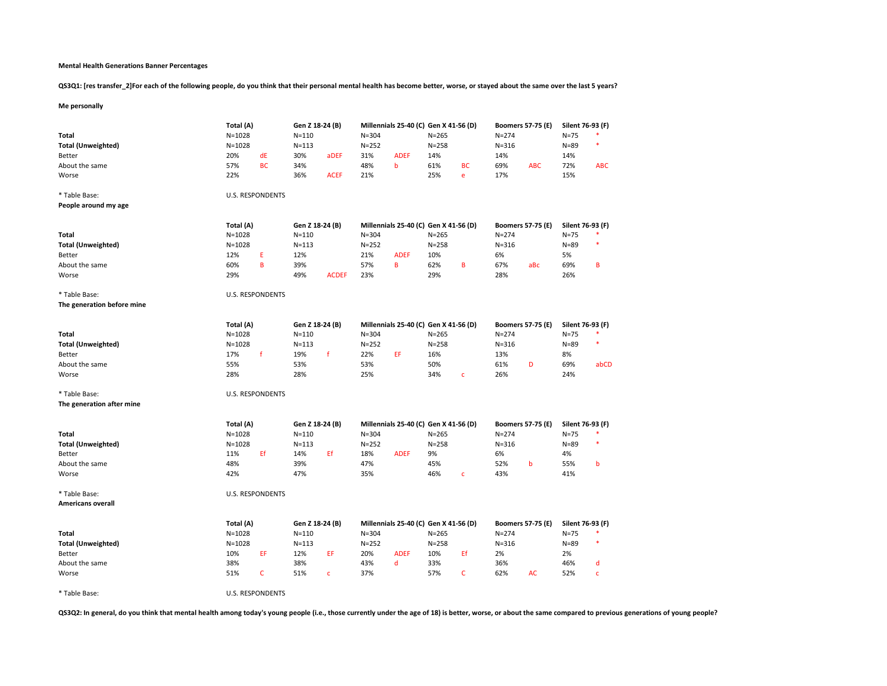**Mental Health Generations Banner Percentages**

**QS3Q1: [res transfer_2]For each of the following people, do you think that their personal mental health has become better, worse, or stayed about the same over the last 5 years?**

**Me personally**

| | Total (A) | | Gen Z 18-24 (B) | | Millennials 25-40 (C) | | Gen X 41-56 (D) | | Boomers 57-75 (E) | | Silent 76-93 (F) | |
|---|---|---|---|---|---|---|---|---|---|---|---|---|
| **Total** | N=1028 | | N=110 | | N=304 | | N=265 | | N=274 | | N=75 | * |
| **Total (Unweighted)** | N=1028 | | N=113 | | N=252 | | N=258 | | N=316 | | N=89 | * |
| Better | 20% | dE | 30% | aDEF | 31% | ADEF | 14% | | 14% | | 14% | |
| About the same | 57% | BC | 34% | | 48% | b | 61% | BC | 69% | ABC | 72% | ABC |
| Worse | 22% | | 36% | ACEF | 21% | | 25% | e | 17% | | 15% | |

* Table Base: U.S. RESPONDENTS

**People around my age**

| | Total (A) | | Gen Z 18-24 (B) | | Millennials 25-40 (C) | | Gen X 41-56 (D) | | Boomers 57-75 (E) | | Silent 76-93 (F) | |
|---|---|---|---|---|---|---|---|---|---|---|---|---|
| **Total** | N=1028 | | N=110 | | N=304 | | N=265 | | N=274 | | N=75 | * |
| **Total (Unweighted)** | N=1028 | | N=113 | | N=252 | | N=258 | | N=316 | | N=89 | * |
| Better | 12% | E | 12% | | 21% | ADEF | 10% | | 6% | | 5% | |
| About the same | 60% | B | 39% | | 57% | B | 62% | B | 67% | aBc | 69% | B |
| Worse | 29% | | 49% | ACDEF | 23% | | 29% | | 28% | | 26% | |

* Table Base: U.S. RESPONDENTS

**The generation before mine**

| | Total (A) | | Gen Z 18-24 (B) | | Millennials 25-40 (C) | | Gen X 41-56 (D) | | Boomers 57-75 (E) | | Silent 76-93 (F) | |
|---|---|---|---|---|---|---|---|---|---|---|---|---|
| **Total** | N=1028 | | N=110 | | N=304 | | N=265 | | N=274 | | N=75 | * |
| **Total (Unweighted)** | N=1028 | | N=113 | | N=252 | | N=258 | | N=316 | | N=89 | * |
| Better | 17% | f | 19% | f | 22% | EF | 16% | | 13% | | 8% | |
| About the same | 55% | | 53% | | 53% | | 50% | | 61% | D | 69% | abCD |
| Worse | 28% | | 28% | | 25% | | 34% | c | 26% | | 24% | |

* Table Base: U.S. RESPONDENTS

**The generation after mine**

| | Total (A) | | Gen Z 18-24 (B) | | Millennials 25-40 (C) | | Gen X 41-56 (D) | | Boomers 57-75 (E) | | Silent 76-93 (F) | |
|---|---|---|---|---|---|---|---|---|---|---|---|---|
| **Total** | N=1028 | | N=110 | | N=304 | | N=265 | | N=274 | | N=75 | * |
| **Total (Unweighted)** | N=1028 | | N=113 | | N=252 | | N=258 | | N=316 | | N=89 | * |
| Better | 11% | Ef | 14% | Ef | 18% | ADEF | 9% | | 6% | | 4% | |
| About the same | 48% | | 39% | | 47% | | 45% | | 52% | b | 55% | b |
| Worse | 42% | | 47% | | 35% | | 46% | c | 43% | | 41% | |

* Table Base: U.S. RESPONDENTS

**Americans overall**

| | Total (A) | | Gen Z 18-24 (B) | | Millennials 25-40 (C) | | Gen X 41-56 (D) | | Boomers 57-75 (E) | | Silent 76-93 (F) | |
|---|---|---|---|---|---|---|---|---|---|---|---|---|
| **Total** | N=1028 | | N=110 | | N=304 | | N=265 | | N=274 | | N=75 | * |
| **Total (Unweighted)** | N=1028 | | N=113 | | N=252 | | N=258 | | N=316 | | N=89 | * |
| Better | 10% | EF | 12% | EF | 20% | ADEF | 10% | Ef | 2% | | 2% | |
| About the same | 38% | | 38% | | 43% | d | 33% | | 36% | | 46% | d |
| Worse | 51% | C | 51% | c | 37% | | 57% | C | 62% | AC | 52% | c |

* Table Base: U.S. RESPONDENTS

**QS3Q2: In general, do you think that mental health among today's young people (i.e., those currently under the age of 18) is better, worse, or about the same compared to previous generations of young people?**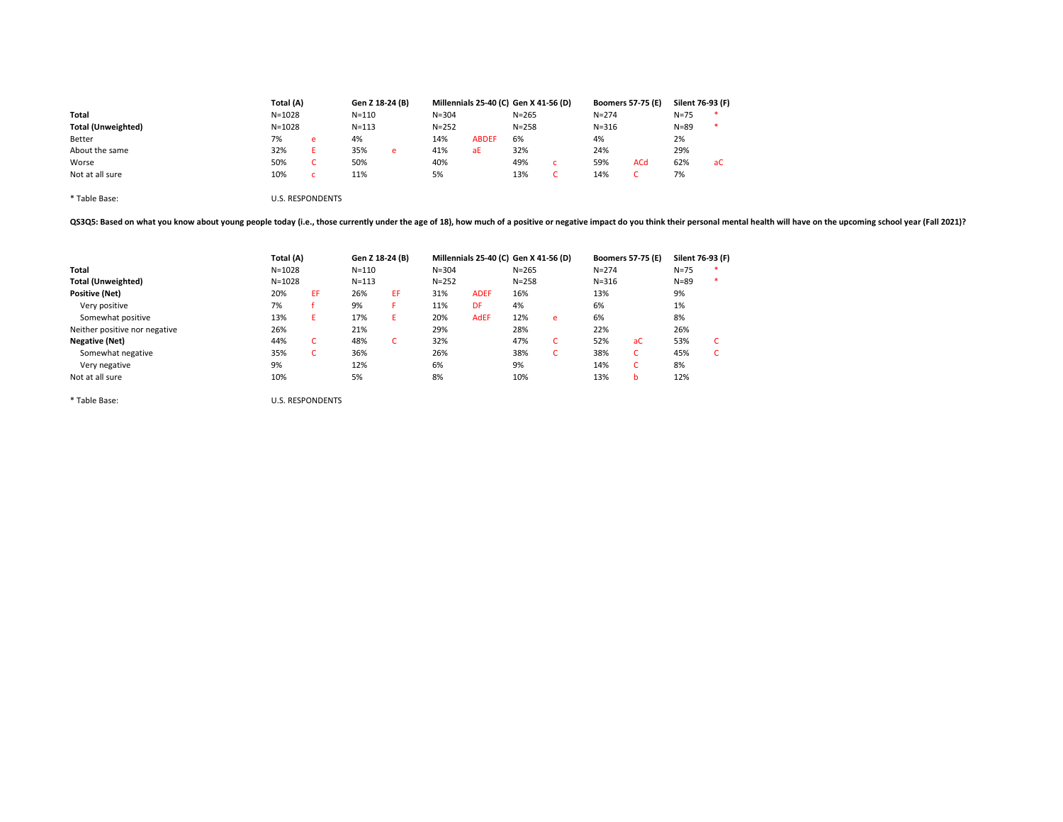| | Total (A) | | Gen Z 18-24 (B) | | Millennials 25-40 (C) | | Gen X 41-56 (D) | | Boomers 57-75 (E) | | Silent 76-93 (F) | |
|---|---|---|---|---|---|---|---|---|---|---|---|---|
| **Total** | N=1028 | | N=110 | | N=304 | | N=265 | | N=274 | | N=75 | * |
| **Total (Unweighted)** | N=1028 | | N=113 | | N=252 | | N=258 | | N=316 | | N=89 | * |
| Better | 7% | e | 4% | | 14% | ABDEF | 6% | | 4% | | 2% | |
| About the same | 32% | E | 35% | e | 41% | aE | 32% | | 24% | | 29% | |
| Worse | 50% | C | 50% | | 40% | | 49% | c | 59% | ACd | 62% | aC |
| Not at all sure | 10% | c | 11% | | 5% | | 13% | C | 14% | C | 7% | |

* Table Base: U.S. RESPONDENTS

**QS3Q5: Based on what you know about young people today (i.e., those currently under the age of 18), how much of a positive or negative impact do you think their personal mental health will have on the upcoming school year (Fall 2021)?**

| | Total (A) | | Gen Z 18-24 (B) | | Millennials 25-40 (C) | | Gen X 41-56 (D) | | Boomers 57-75 (E) | | Silent 76-93 (F) | |
|---|---|---|---|---|---|---|---|---|---|---|---|---|
| **Total** | N=1028 | | N=110 | | N=304 | | N=265 | | N=274 | | N=75 | * |
| **Total (Unweighted)** | N=1028 | | N=113 | | N=252 | | N=258 | | N=316 | | N=89 | * |
| **Positive (Net)** | 20% | EF | 26% | EF | 31% | ADEF | 16% | | 13% | | 9% | |
| Very positive | 7% | f | 9% | F | 11% | DF | 4% | | 6% | | 1% | |
| Somewhat positive | 13% | E | 17% | E | 20% | AdEF | 12% | e | 6% | | 8% | |
| Neither positive nor negative | 26% | | 21% | | 29% | | 28% | | 22% | | 26% | |
| **Negative (Net)** | 44% | C | 48% | C | 32% | | 47% | C | 52% | aC | 53% | C |
| Somewhat negative | 35% | C | 36% | | 26% | | 38% | C | 38% | C | 45% | C |
| Very negative | 9% | | 12% | | 6% | | 9% | | 14% | C | 8% | |
| Not at all sure | 10% | | 5% | | 8% | | 10% | | 13% | b | 12% | |

* Table Base: U.S. RESPONDENTS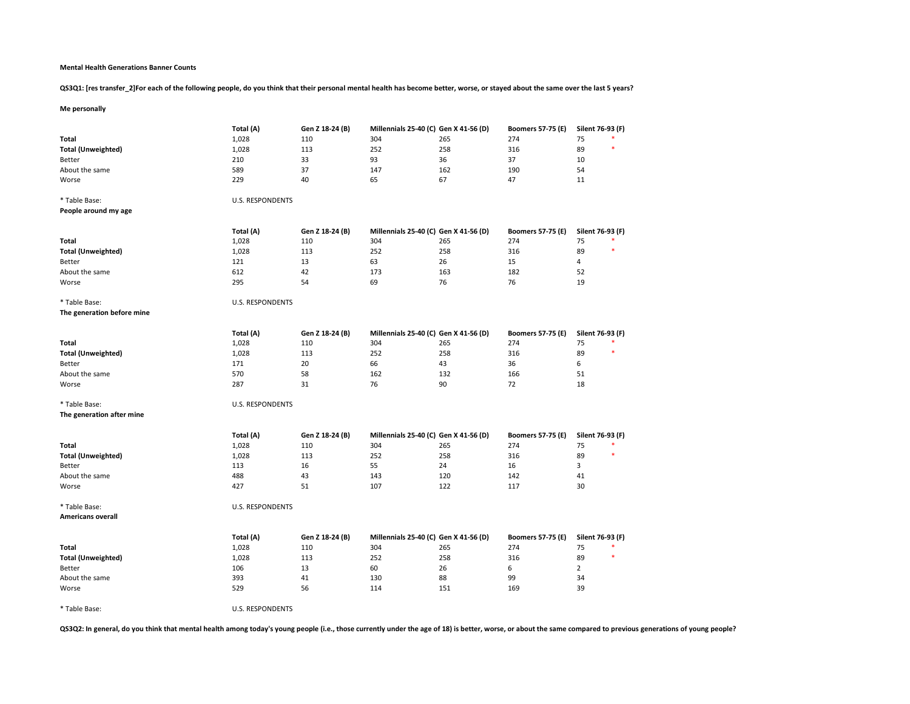**Mental Health Generations Banner Counts**

**QS3Q1: [res transfer_2]For each of the following people, do you think that their personal mental health has become better, worse, or stayed about the same over the last 5 years?**

**Me personally**

| | Total (A) | Gen Z 18-24 (B) | Millennials 25-40 (C) | Gen X 41-56 (D) | Boomers 57-75 (E) | Silent 76-93 (F) | |
|---|---|---|---|---|---|---|---|
| **Total** | 1,028 | 110 | 304 | 265 | 274 | 75 | * |
| **Total (Unweighted)** | 1,028 | 113 | 252 | 258 | 316 | 89 | * |
| Better | 210 | 33 | 93 | 36 | 37 | 10 | |
| About the same | 589 | 37 | 147 | 162 | 190 | 54 | |
| Worse | 229 | 40 | 65 | 67 | 47 | 11 | |

* Table Base: U.S. RESPONDENTS

**People around my age**

| | Total (A) | Gen Z 18-24 (B) | Millennials 25-40 (C) | Gen X 41-56 (D) | Boomers 57-75 (E) | Silent 76-93 (F) | |
|---|---|---|---|---|---|---|---|
| **Total** | 1,028 | 110 | 304 | 265 | 274 | 75 | * |
| **Total (Unweighted)** | 1,028 | 113 | 252 | 258 | 316 | 89 | * |
| Better | 121 | 13 | 63 | 26 | 15 | 4 | |
| About the same | 612 | 42 | 173 | 163 | 182 | 52 | |
| Worse | 295 | 54 | 69 | 76 | 76 | 19 | |

* Table Base: U.S. RESPONDENTS

**The generation before mine**

| | Total (A) | Gen Z 18-24 (B) | Millennials 25-40 (C) | Gen X 41-56 (D) | Boomers 57-75 (E) | Silent 76-93 (F) | |
|---|---|---|---|---|---|---|---|
| **Total** | 1,028 | 110 | 304 | 265 | 274 | 75 | * |
| **Total (Unweighted)** | 1,028 | 113 | 252 | 258 | 316 | 89 | * |
| Better | 171 | 20 | 66 | 43 | 36 | 6 | |
| About the same | 570 | 58 | 162 | 132 | 166 | 51 | |
| Worse | 287 | 31 | 76 | 90 | 72 | 18 | |

* Table Base: U.S. RESPONDENTS

**The generation after mine**

| | Total (A) | Gen Z 18-24 (B) | Millennials 25-40 (C) | Gen X 41-56 (D) | Boomers 57-75 (E) | Silent 76-93 (F) | |
|---|---|---|---|---|---|---|---|
| **Total** | 1,028 | 110 | 304 | 265 | 274 | 75 | * |
| **Total (Unweighted)** | 1,028 | 113 | 252 | 258 | 316 | 89 | * |
| Better | 113 | 16 | 55 | 24 | 16 | 3 | |
| About the same | 488 | 43 | 143 | 120 | 142 | 41 | |
| Worse | 427 | 51 | 107 | 122 | 117 | 30 | |

* Table Base: U.S. RESPONDENTS

**Americans overall**

| | Total (A) | Gen Z 18-24 (B) | Millennials 25-40 (C) | Gen X 41-56 (D) | Boomers 57-75 (E) | Silent 76-93 (F) | |
|---|---|---|---|---|---|---|---|
| **Total** | 1,028 | 110 | 304 | 265 | 274 | 75 | * |
| **Total (Unweighted)** | 1,028 | 113 | 252 | 258 | 316 | 89 | * |
| Better | 106 | 13 | 60 | 26 | 6 | 2 | |
| About the same | 393 | 41 | 130 | 88 | 99 | 34 | |
| Worse | 529 | 56 | 114 | 151 | 169 | 39 | |

* Table Base: U.S. RESPONDENTS

**QS3Q2: In general, do you think that mental health among today's young people (i.e., those currently under the age of 18) is better, worse, or about the same compared to previous generations of young people?**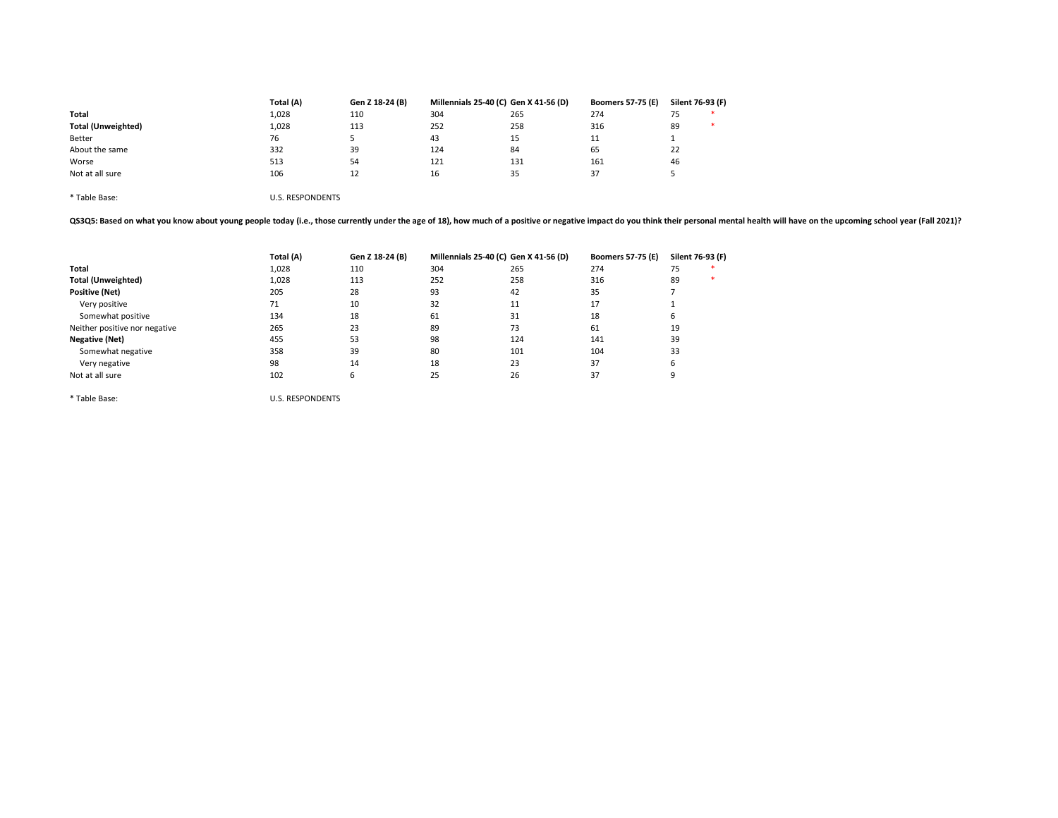| | Total (A) | Gen Z 18-24 (B) | Millennials 25-40 (C) | Gen X 41-56 (D) | Boomers 57-75 (E) | Silent 76-93 (F) |
|---|---|---|---|---|---|---|
| **Total** | 1,028 | 110 | 304 | 265 | 274 | 75 * |
| **Total (Unweighted)** | 1,028 | 113 | 252 | 258 | 316 | 89 * |
| Better | 76 | 5 | 43 | 15 | 11 | 1 |
| About the same | 332 | 39 | 124 | 84 | 65 | 22 |
| Worse | 513 | 54 | 121 | 131 | 161 | 46 |
| Not at all sure | 106 | 12 | 16 | 35 | 37 | 5 |

* Table Base: U.S. RESPONDENTS

**QS3Q5: Based on what you know about young people today (i.e., those currently under the age of 18), how much of a positive or negative impact do you think their personal mental health will have on the upcoming school year (Fall 2021)?**

| | Total (A) | Gen Z 18-24 (B) | Millennials 25-40 (C) | Gen X 41-56 (D) | Boomers 57-75 (E) | Silent 76-93 (F) |
|---|---|---|---|---|---|---|
| **Total** | 1,028 | 110 | 304 | 265 | 274 | 75 * |
| **Total (Unweighted)** | 1,028 | 113 | 252 | 258 | 316 | 89 * |
| **Positive (Net)** | 205 | 28 | 93 | 42 | 35 | 7 |
| Very positive | 71 | 10 | 32 | 11 | 17 | 1 |
| Somewhat positive | 134 | 18 | 61 | 31 | 18 | 6 |
| Neither positive nor negative | 265 | 23 | 89 | 73 | 61 | 19 |
| **Negative (Net)** | 455 | 53 | 98 | 124 | 141 | 39 |
| Somewhat negative | 358 | 39 | 80 | 101 | 104 | 33 |
| Very negative | 98 | 14 | 18 | 23 | 37 | 6 |
| Not at all sure | 102 | 6 | 25 | 26 | 37 | 9 |

* Table Base: U.S. RESPONDENTS